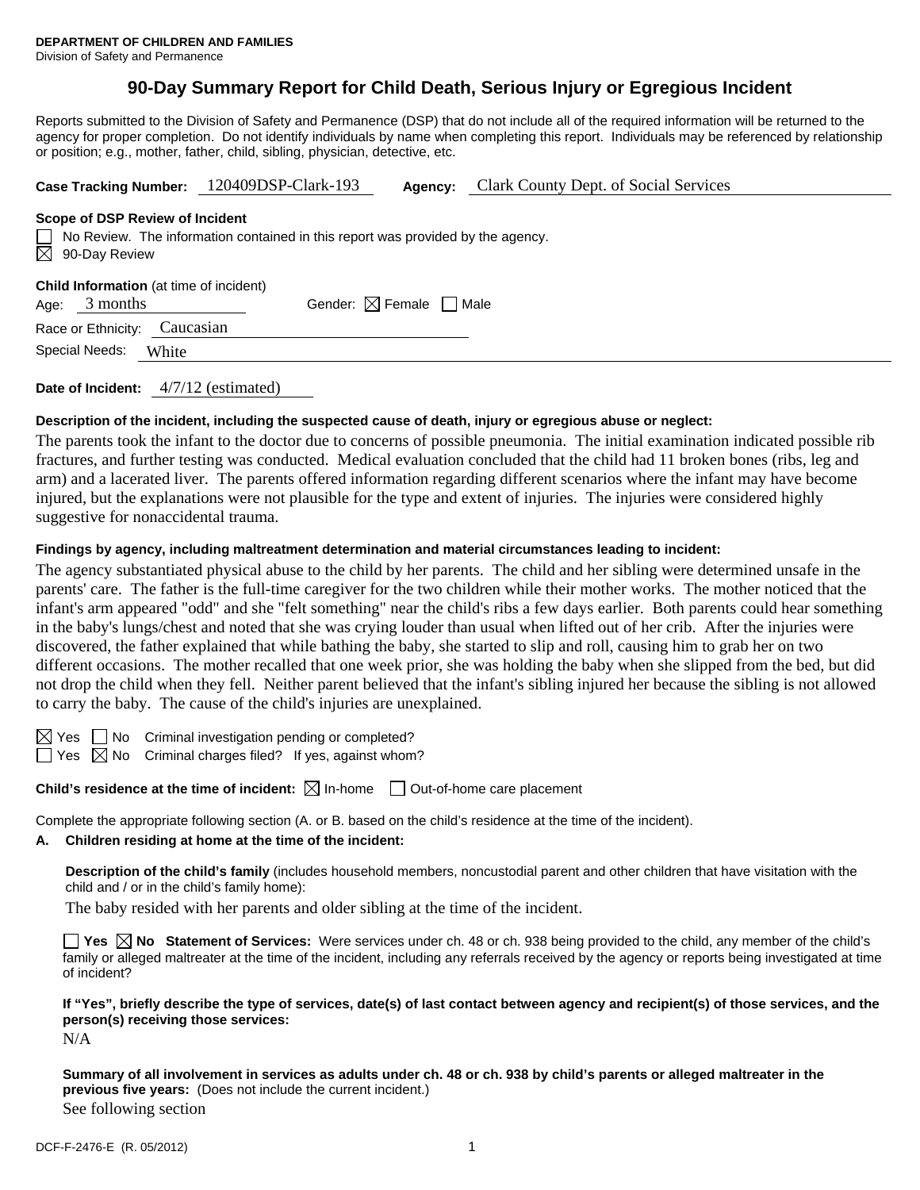**DEPARTMENT OF CHILDREN AND FAMILIES**
Division of Safety and Permanence

# 90-Day Summary Report for Child Death, Serious Injury or Egregious Incident

Reports submitted to the Division of Safety and Permanence (DSP) that do not include all of the required information will be returned to the agency for proper completion. Do not identify individuals by name when completing this report. Individuals may be referenced by relationship or position; e.g., mother, father, child, sibling, physician, detective, etc.

**Case Tracking Number:** 120409DSP-Clark-193 **Agency:** Clark County Dept. of Social Services

**Scope of DSP Review of Incident**

☐ No Review. The information contained in this report was provided by the agency.
☒ 90-Day Review

**Child Information** (at time of incident)

Age: 3 months Gender: ☒ Female ☐ Male

Race or Ethnicity: Caucasian

Special Needs: White

**Date of Incident:** 4/7/12 (estimated)

**Description of the incident, including the suspected cause of death, injury or egregious abuse or neglect:**

The parents took the infant to the doctor due to concerns of possible pneumonia. The initial examination indicated possible rib fractures, and further testing was conducted. Medical evaluation concluded that the child had 11 broken bones (ribs, leg and arm) and a lacerated liver. The parents offered information regarding different scenarios where the infant may have become injured, but the explanations were not plausible for the type and extent of injuries. The injuries were considered highly suggestive for nonaccidental trauma.

**Findings by agency, including maltreatment determination and material circumstances leading to incident:**

The agency substantiated physical abuse to the child by her parents. The child and her sibling were determined unsafe in the parents' care. The father is the full-time caregiver for the two children while their mother works. The mother noticed that the infant's arm appeared "odd" and she "felt something" near the child's ribs a few days earlier. Both parents could hear something in the baby's lungs/chest and noted that she was crying louder than usual when lifted out of her crib. After the injuries were discovered, the father explained that while bathing the baby, she started to slip and roll, causing him to grab her on two different occasions. The mother recalled that one week prior, she was holding the baby when she slipped from the bed, but did not drop the child when they fell. Neither parent believed that the infant's sibling injured her because the sibling is not allowed to carry the baby. The cause of the child's injuries are unexplained.

☒ Yes ☐ No Criminal investigation pending or completed?
☐ Yes ☒ No Criminal charges filed? If yes, against whom?

**Child's residence at the time of incident:** ☒ In-home ☐ Out-of-home care placement

Complete the appropriate following section (A. or B. based on the child's residence at the time of the incident).

**A. Children residing at home at the time of the incident:**

**Description of the child's family** (includes household members, noncustodial parent and other children that have visitation with the child and / or in the child's family home):

The baby resided with her parents and older sibling at the time of the incident.

☐ **Yes** ☒ **No Statement of Services:** Were services under ch. 48 or ch. 938 being provided to the child, any member of the child's family or alleged maltreater at the time of the incident, including any referrals received by the agency or reports being investigated at time of incident?

**If "Yes", briefly describe the type of services, date(s) of last contact between agency and recipient(s) of those services, and the person(s) receiving those services:**

N/A

**Summary of all involvement in services as adults under ch. 48 or ch. 938 by child's parents or alleged maltreater in the previous five years:** (Does not include the current incident.)

See following section

DCF-F-2476-E (R. 05/2012)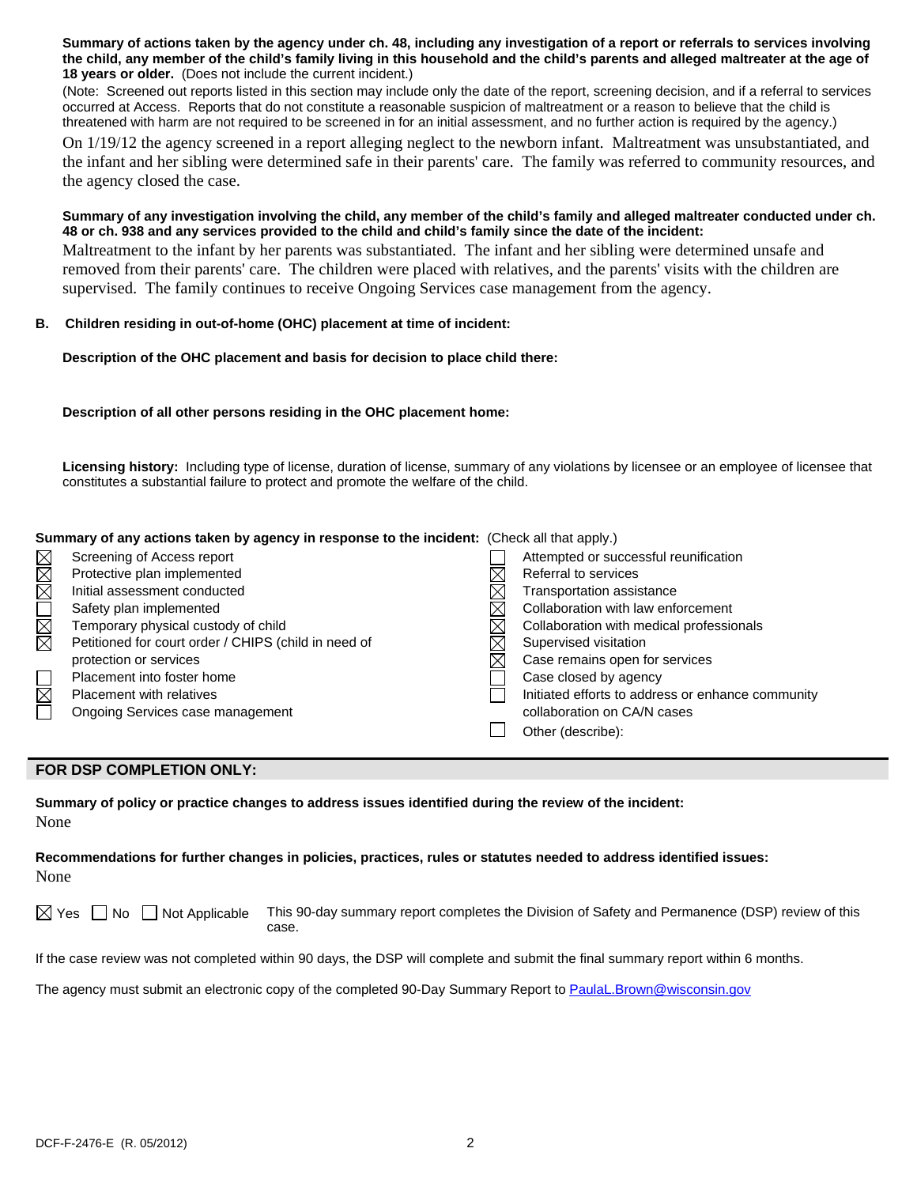**Summary of actions taken by the agency under ch. 48, including any investigation of a report or referrals to services involving the child, any member of the child's family living in this household and the child's parents and alleged maltreater at the age of 18 years or older.** (Does not include the current incident.)

(Note: Screened out reports listed in this section may include only the date of the report, screening decision, and if a referral to services occurred at Access. Reports that do not constitute a reasonable suspicion of maltreatment or a reason to believe that the child is threatened with harm are not required to be screened in for an initial assessment, and no further action is required by the agency.)

On 1/19/12 the agency screened in a report alleging neglect to the newborn infant. Maltreatment was unsubstantiated, and the infant and her sibling were determined safe in their parents' care. The family was referred to community resources, and the agency closed the case.

**Summary of any investigation involving the child, any member of the child's family and alleged maltreater conducted under ch. 48 or ch. 938 and any services provided to the child and child's family since the date of the incident:**

Maltreatment to the infant by her parents was substantiated. The infant and her sibling were determined unsafe and removed from their parents' care. The children were placed with relatives, and the parents' visits with the children are supervised. The family continues to receive Ongoing Services case management from the agency.

**B. Children residing in out-of-home (OHC) placement at time of incident:**

**Description of the OHC placement and basis for decision to place child there:**

**Description of all other persons residing in the OHC placement home:**

**Licensing history:** Including type of license, duration of license, summary of any violations by licensee or an employee of licensee that constitutes a substantial failure to protect and promote the welfare of the child.

**Summary of any actions taken by agency in response to the incident:** (Check all that apply.)

- ☒ Screening of Access report
- ☒ Protective plan implemented
- ☒ Initial assessment conducted
- ☐ Safety plan implemented
- ☒ Temporary physical custody of child
- ☒ Petitioned for court order / CHIPS (child in need of protection or services
- ☐ Placement into foster home
- ☒ Placement with relatives
- ☐ Ongoing Services case management
- ☐ Attempted or successful reunification
- ☒ Referral to services
- ☒ Transportation assistance
- ☒ Collaboration with law enforcement
- ☒ Collaboration with medical professionals
- ☒ Supervised visitation
- ☒ Case remains open for services
- ☐ Case closed by agency
- ☐ Initiated efforts to address or enhance community collaboration on CA/N cases
- ☐ Other (describe):

## FOR DSP COMPLETION ONLY:

**Summary of policy or practice changes to address issues identified during the review of the incident:**

None

**Recommendations for further changes in policies, practices, rules or statutes needed to address identified issues:**

None

☒ Yes ☐ No ☐ Not Applicable This 90-day summary report completes the Division of Safety and Permanence (DSP) review of this case.

If the case review was not completed within 90 days, the DSP will complete and submit the final summary report within 6 months.

The agency must submit an electronic copy of the completed 90-Day Summary Report to PaulaL.Brown@wisconsin.gov

DCF-F-2476-E (R. 05/2012)